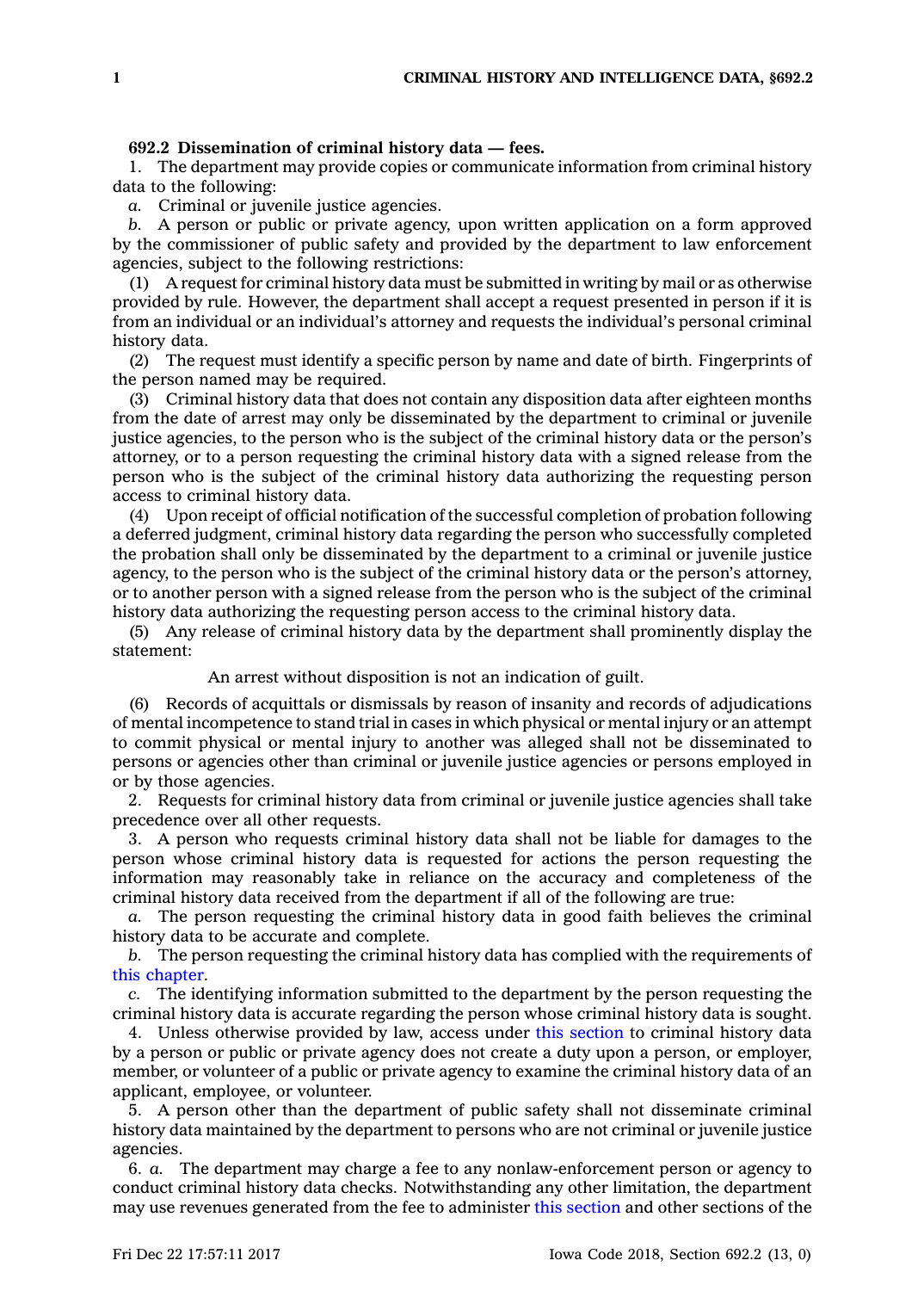**692.2 Dissemination of criminal history data — fees.**

1. The department may provide copies or communicate information from criminal history data to the following:

*a.* Criminal or juvenile justice agencies.

*b.* A person or public or private agency, upon written application on a form approved by the commissioner of public safety and provided by the department to law enforcement agencies, subject to the following restrictions:

(1) A request for criminal history data must be submitted in writing by mail or as otherwise provided by rule. However, the department shall accept a request presented in person if it is from an individual or an individual's attorney and requests the individual's personal criminal history data.

(2) The request must identify a specific person by name and date of birth. Fingerprints of the person named may be required.

(3) Criminal history data that does not contain any disposition data after eighteen months from the date of arrest may only be disseminated by the department to criminal or juvenile justice agencies, to the person who is the subject of the criminal history data or the person's attorney, or to a person requesting the criminal history data with a signed release from the person who is the subject of the criminal history data authorizing the requesting person access to criminal history data.

(4) Upon receipt of official notification of the successful completion of probation following a deferred judgment, criminal history data regarding the person who successfully completed the probation shall only be disseminated by the department to a criminal or juvenile justice agency, to the person who is the subject of the criminal history data or the person's attorney, or to another person with a signed release from the person who is the subject of the criminal history data authorizing the requesting person access to the criminal history data.

(5) Any release of criminal history data by the department shall prominently display the statement:

An arrest without disposition is not an indication of guilt.

(6) Records of acquittals or dismissals by reason of insanity and records of adjudications of mental incompetence to stand trial in cases in which physical or mental injury or an attempt to commit physical or mental injury to another was alleged shall not be disseminated to persons or agencies other than criminal or juvenile justice agencies or persons employed in or by those agencies.

2. Requests for criminal history data from criminal or juvenile justice agencies shall take precedence over all other requests.

3. A person who requests criminal history data shall not be liable for damages to the person whose criminal history data is requested for actions the person requesting the information may reasonably take in reliance on the accuracy and completeness of the criminal history data received from the department if all of the following are true:

*a.* The person requesting the criminal history data in good faith believes the criminal history data to be accurate and complete.

*b.* The person requesting the criminal history data has complied with the requirements of this chapter.

*c.* The identifying information submitted to the department by the person requesting the criminal history data is accurate regarding the person whose criminal history data is sought.

4. Unless otherwise provided by law, access under this section to criminal history data by a person or public or private agency does not create a duty upon a person, or employer, member, or volunteer of a public or private agency to examine the criminal history data of an applicant, employee, or volunteer.

5. A person other than the department of public safety shall not disseminate criminal history data maintained by the department to persons who are not criminal or juvenile justice agencies.

6. *a.* The department may charge a fee to any nonlaw-enforcement person or agency to conduct criminal history data checks. Notwithstanding any other limitation, the department may use revenues generated from the fee to administer this section and other sections of the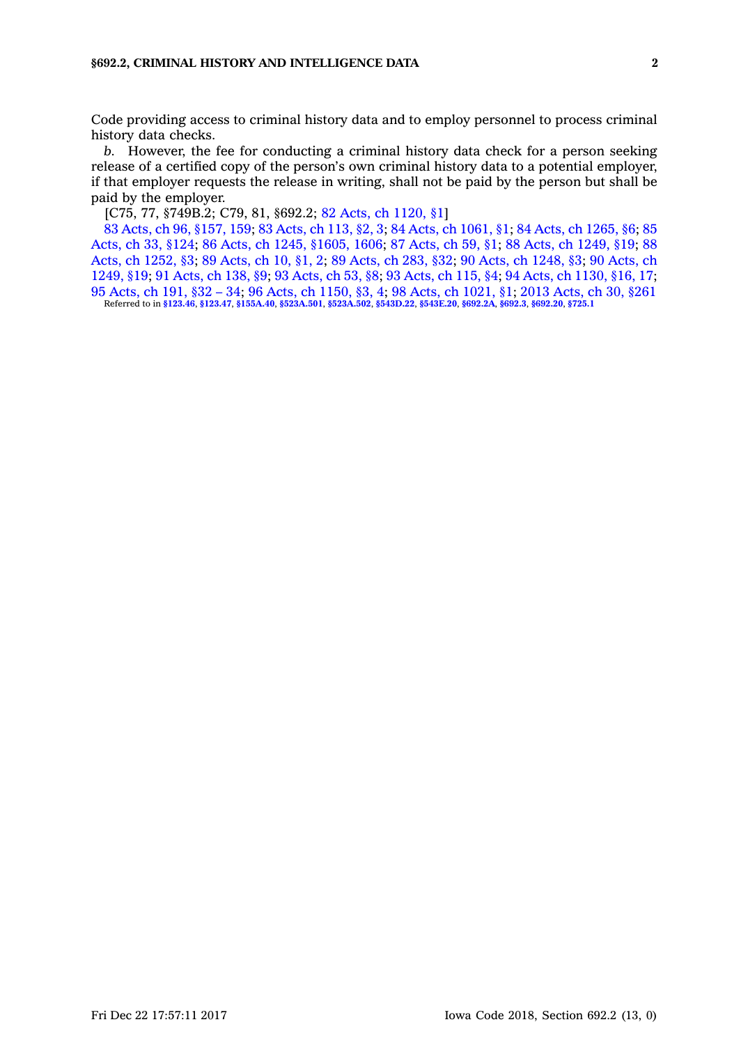Code providing access to criminal history data and to employ personnel to process criminal history data checks.

*b.* However, the fee for conducting a criminal history data check for a person seeking release of a certified copy of the person's own criminal history data to a potential employer, if that employer requests the release in writing, shall not be paid by the person but shall be paid by the employer.

[C75, 77, §749B.2; C79, 81, §692.2; 82 Acts, ch 1120, §1]

83 Acts, ch 96, §157, 159; 83 Acts, ch 113, §2, 3; 84 Acts, ch 1061, §1; 84 Acts, ch 1265, §6; 85 Acts, ch 33, §124; 86 Acts, ch 1245, §1605, 1606; 87 Acts, ch 59, §1; 88 Acts, ch 1249, §19; 88 Acts, ch 1252, §3; 89 Acts, ch 10, §1, 2; 89 Acts, ch 283, §32; 90 Acts, ch 1248, §3; 90 Acts, ch 1249, §19; 91 Acts, ch 138, §9; 93 Acts, ch 53, §8; 93 Acts, ch 115, §4; 94 Acts, ch 1130, §16, 17; 95 Acts, ch 191, §32 – 34; 96 Acts, ch 1150, §3, 4; 98 Acts, ch 1021, §1; 2013 Acts, ch 30, §261

Referred to in **§123.46**, **§123.47**, **§155A.40**, **§523A.501**, **§523A.502**, **§543D.22**, **§543E.20**, **§692.2A**, **§692.3**, **§692.20**, **§725.1**